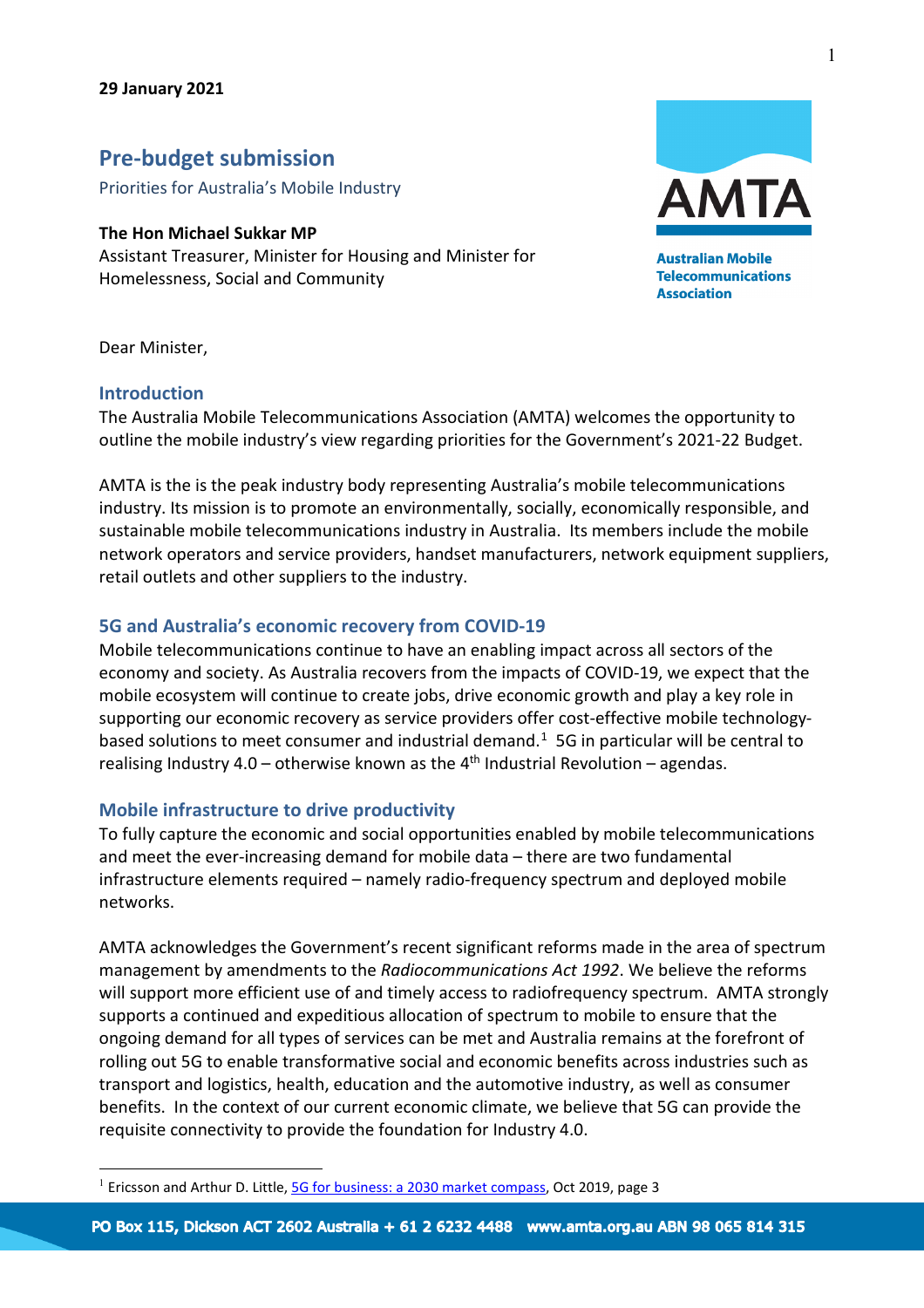**29 January 2021**

# Pre-budget submission

Priorities for Australia's Mobile Industry

**The Hon Michael Sukkar MP**
Assistant Treasurer, Minister for Housing and Minister for Homelessness, Social and Community

Australian Mobile Telecommunications Association

Dear Minister,

## Introduction

The Australia Mobile Telecommunications Association (AMTA) welcomes the opportunity to outline the mobile industry's view regarding priorities for the Government's 2021-22 Budget.

AMTA is the is the peak industry body representing Australia's mobile telecommunications industry. Its mission is to promote an environmentally, socially, economically responsible, and sustainable mobile telecommunications industry in Australia. Its members include the mobile network operators and service providers, handset manufacturers, network equipment suppliers, retail outlets and other suppliers to the industry.

## 5G and Australia's economic recovery from COVID-19

Mobile telecommunications continue to have an enabling impact across all sectors of the economy and society. As Australia recovers from the impacts of COVID-19, we expect that the mobile ecosystem will continue to create jobs, drive economic growth and play a key role in supporting our economic recovery as service providers offer cost-effective mobile technology-based solutions to meet consumer and industrial demand.[1] 5G in particular will be central to realising Industry 4.0 – otherwise known as the 4th Industrial Revolution – agendas.

## Mobile infrastructure to drive productivity

To fully capture the economic and social opportunities enabled by mobile telecommunications and meet the ever-increasing demand for mobile data – there are two fundamental infrastructure elements required – namely radio-frequency spectrum and deployed mobile networks.

AMTA acknowledges the Government's recent significant reforms made in the area of spectrum management by amendments to the *Radiocommunications Act 1992*. We believe the reforms will support more efficient use of and timely access to radiofrequency spectrum. AMTA strongly supports a continued and expeditious allocation of spectrum to mobile to ensure that the ongoing demand for all types of services can be met and Australia remains at the forefront of rolling out 5G to enable transformative social and economic benefits across industries such as transport and logistics, health, education and the automotive industry, as well as consumer benefits. In the context of our current economic climate, we believe that 5G can provide the requisite connectivity to provide the foundation for Industry 4.0.

---

[1] Ericsson and Arthur D. Little, 5G for business: a 2030 market compass, Oct 2019, page 3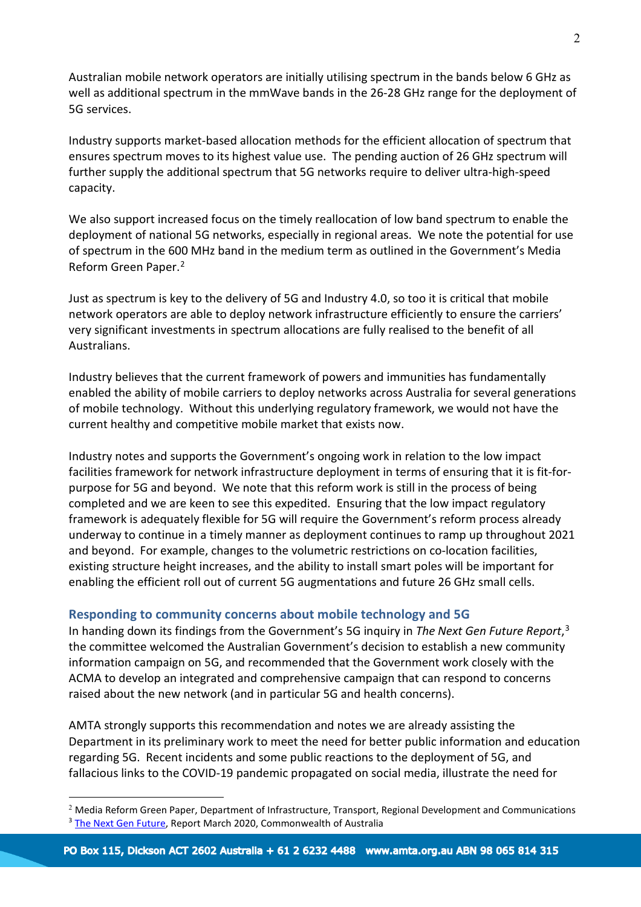Australian mobile network operators are initially utilising spectrum in the bands below 6 GHz as well as additional spectrum in the mmWave bands in the 26-28 GHz range for the deployment of 5G services.

Industry supports market-based allocation methods for the efficient allocation of spectrum that ensures spectrum moves to its highest value use. The pending auction of 26 GHz spectrum will further supply the additional spectrum that 5G networks require to deliver ultra-high-speed capacity.

We also support increased focus on the timely reallocation of low band spectrum to enable the deployment of national 5G networks, especially in regional areas. We note the potential for use of spectrum in the 600 MHz band in the medium term as outlined in the Government's Media Reform Green Paper.[2]

Just as spectrum is key to the delivery of 5G and Industry 4.0, so too it is critical that mobile network operators are able to deploy network infrastructure efficiently to ensure the carriers' very significant investments in spectrum allocations are fully realised to the benefit of all Australians.

Industry believes that the current framework of powers and immunities has fundamentally enabled the ability of mobile carriers to deploy networks across Australia for several generations of mobile technology. Without this underlying regulatory framework, we would not have the current healthy and competitive mobile market that exists now.

Industry notes and supports the Government's ongoing work in relation to the low impact facilities framework for network infrastructure deployment in terms of ensuring that it is fit-for-purpose for 5G and beyond. We note that this reform work is still in the process of being completed and we are keen to see this expedited. Ensuring that the low impact regulatory framework is adequately flexible for 5G will require the Government's reform process already underway to continue in a timely manner as deployment continues to ramp up throughout 2021 and beyond. For example, changes to the volumetric restrictions on co-location facilities, existing structure height increases, and the ability to install smart poles will be important for enabling the efficient roll out of current 5G augmentations and future 26 GHz small cells.

## Responding to community concerns about mobile technology and 5G

In handing down its findings from the Government's 5G inquiry in *The Next Gen Future Report*,[3] the committee welcomed the Australian Government's decision to establish a new community information campaign on 5G, and recommended that the Government work closely with the ACMA to develop an integrated and comprehensive campaign that can respond to concerns raised about the new network (and in particular 5G and health concerns).

AMTA strongly supports this recommendation and notes we are already assisting the Department in its preliminary work to meet the need for better public information and education regarding 5G. Recent incidents and some public reactions to the deployment of 5G, and fallacious links to the COVID-19 pandemic propagated on social media, illustrate the need for

---

[2] Media Reform Green Paper, Department of Infrastructure, Transport, Regional Development and Communications

[3] The Next Gen Future, Report March 2020, Commonwealth of Australia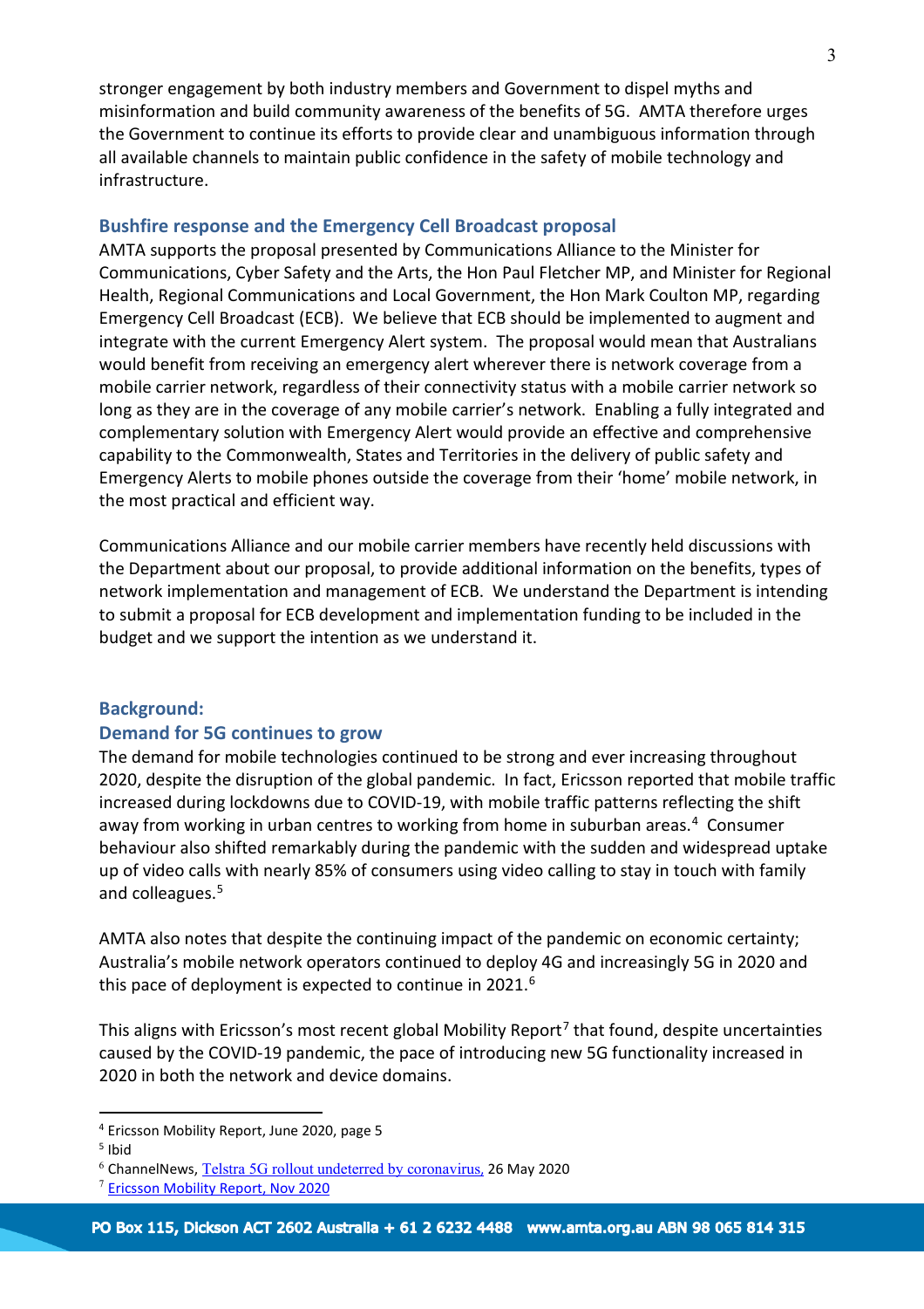stronger engagement by both industry members and Government to dispel myths and misinformation and build community awareness of the benefits of 5G. AMTA therefore urges the Government to continue its efforts to provide clear and unambiguous information through all available channels to maintain public confidence in the safety of mobile technology and infrastructure.

## Bushfire response and the Emergency Cell Broadcast proposal

AMTA supports the proposal presented by Communications Alliance to the Minister for Communications, Cyber Safety and the Arts, the Hon Paul Fletcher MP, and Minister for Regional Health, Regional Communications and Local Government, the Hon Mark Coulton MP, regarding Emergency Cell Broadcast (ECB). We believe that ECB should be implemented to augment and integrate with the current Emergency Alert system. The proposal would mean that Australians would benefit from receiving an emergency alert wherever there is network coverage from a mobile carrier network, regardless of their connectivity status with a mobile carrier network so long as they are in the coverage of any mobile carrier's network. Enabling a fully integrated and complementary solution with Emergency Alert would provide an effective and comprehensive capability to the Commonwealth, States and Territories in the delivery of public safety and Emergency Alerts to mobile phones outside the coverage from their 'home' mobile network, in the most practical and efficient way.

Communications Alliance and our mobile carrier members have recently held discussions with the Department about our proposal, to provide additional information on the benefits, types of network implementation and management of ECB. We understand the Department is intending to submit a proposal for ECB development and implementation funding to be included in the budget and we support the intention as we understand it.

## Background:

## Demand for 5G continues to grow

The demand for mobile technologies continued to be strong and ever increasing throughout 2020, despite the disruption of the global pandemic. In fact, Ericsson reported that mobile traffic increased during lockdowns due to COVID-19, with mobile traffic patterns reflecting the shift away from working in urban centres to working from home in suburban areas.[4] Consumer behaviour also shifted remarkably during the pandemic with the sudden and widespread uptake up of video calls with nearly 85% of consumers using video calling to stay in touch with family and colleagues.[5]

AMTA also notes that despite the continuing impact of the pandemic on economic certainty; Australia's mobile network operators continued to deploy 4G and increasingly 5G in 2020 and this pace of deployment is expected to continue in 2021.[6]

This aligns with Ericsson's most recent global Mobility Report[7] that found, despite uncertainties caused by the COVID-19 pandemic, the pace of introducing new 5G functionality increased in 2020 in both the network and device domains.

---

[4] Ericsson Mobility Report, June 2020, page 5

[5] Ibid

[6] ChannelNews, Telstra 5G rollout undeterred by coronavirus, 26 May 2020

[7] Ericsson Mobility Report, Nov 2020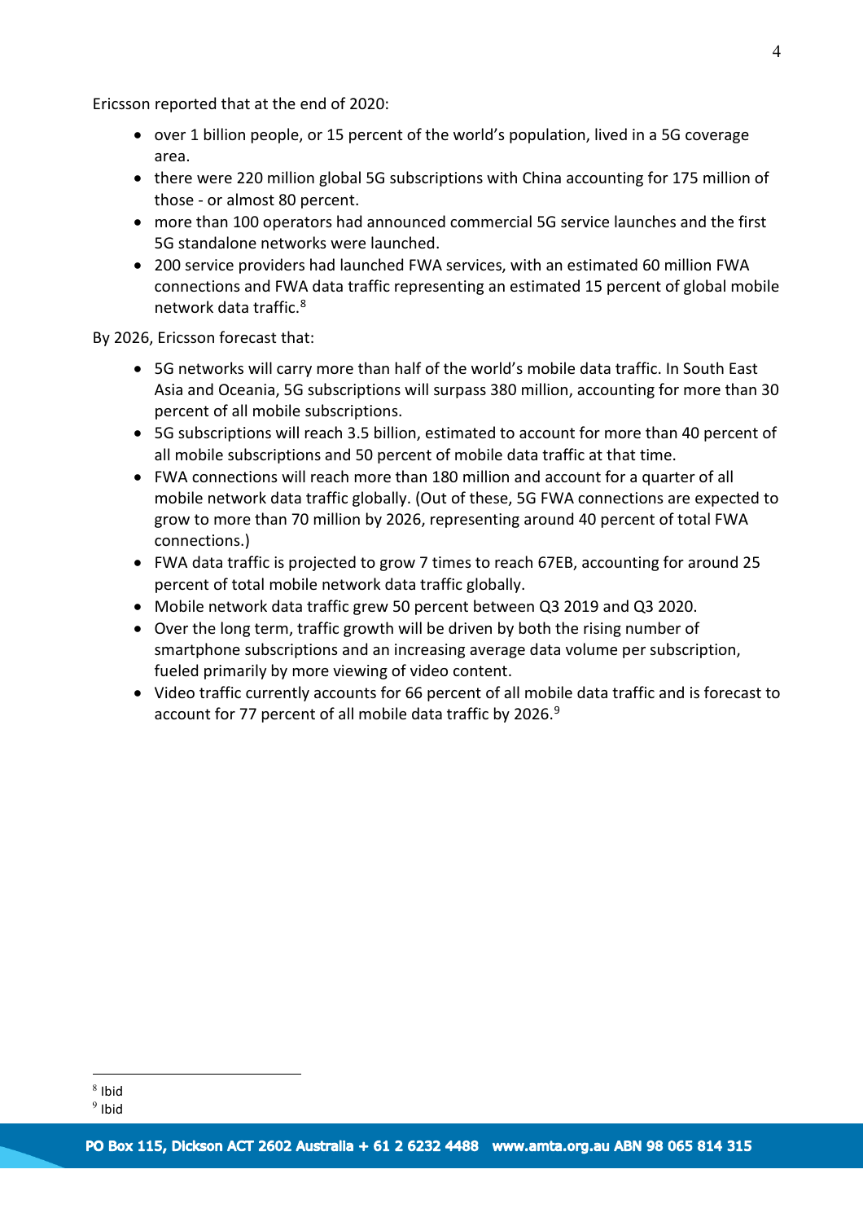Ericsson reported that at the end of 2020:

- over 1 billion people, or 15 percent of the world's population, lived in a 5G coverage area.
- there were 220 million global 5G subscriptions with China accounting for 175 million of those - or almost 80 percent.
- more than 100 operators had announced commercial 5G service launches and the first 5G standalone networks were launched.
- 200 service providers had launched FWA services, with an estimated 60 million FWA connections and FWA data traffic representing an estimated 15 percent of global mobile network data traffic.[8]

By 2026, Ericsson forecast that:

- 5G networks will carry more than half of the world's mobile data traffic. In South East Asia and Oceania, 5G subscriptions will surpass 380 million, accounting for more than 30 percent of all mobile subscriptions.
- 5G subscriptions will reach 3.5 billion, estimated to account for more than 40 percent of all mobile subscriptions and 50 percent of mobile data traffic at that time.
- FWA connections will reach more than 180 million and account for a quarter of all mobile network data traffic globally. (Out of these, 5G FWA connections are expected to grow to more than 70 million by 2026, representing around 40 percent of total FWA connections.)
- FWA data traffic is projected to grow 7 times to reach 67EB, accounting for around 25 percent of total mobile network data traffic globally.
- Mobile network data traffic grew 50 percent between Q3 2019 and Q3 2020.
- Over the long term, traffic growth will be driven by both the rising number of smartphone subscriptions and an increasing average data volume per subscription, fueled primarily by more viewing of video content.
- Video traffic currently accounts for 66 percent of all mobile data traffic and is forecast to account for 77 percent of all mobile data traffic by 2026.[9]

---

[8] Ibid

[9] Ibid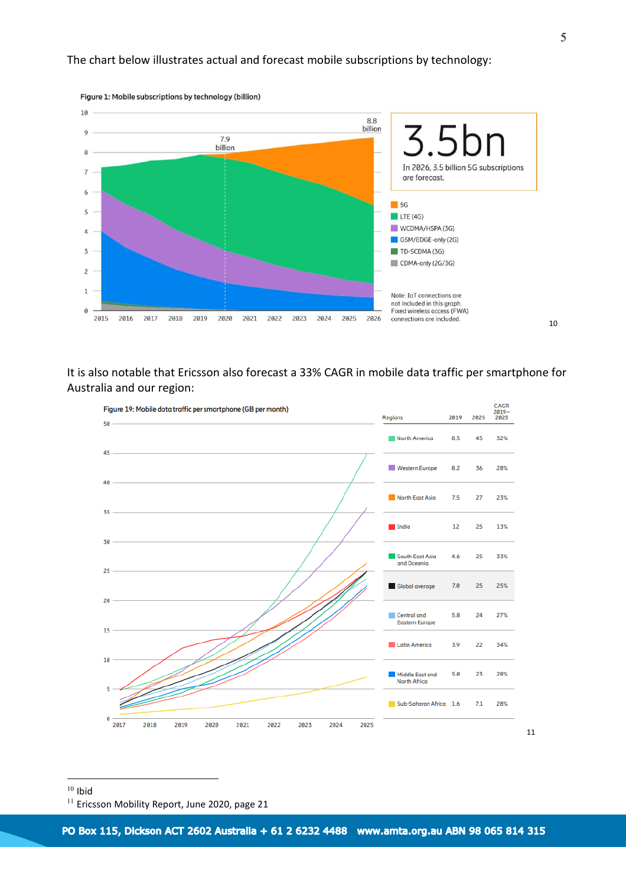The chart below illustrates actual and forecast mobile subscriptions by technology:

Figure 1: Mobile subscriptions by technology (billion)

3.5bn

In 2026, 3.5 billion 5G subscriptions are forecast.

Note: IoT connections are not included in this graph. Fixed wireless access (FWA) connections are included.

[10]

It is also notable that Ericsson also forecast a 33% CAGR in mobile data traffic per smartphone for Australia and our region:

Figure 19: Mobile data traffic per smartphone (GB per month)

| Regions | 2019 | 2025 | CAGR 2019–2025 |
|---|---|---|---|
| North America | 8.5 | 45 | 32% |
| Western Europe | 8.2 | 36 | 28% |
| North East Asia | 7.5 | 27 | 23% |
| India | 12 | 25 | 13% |
| South East Asia and Oceania | 4.6 | 25 | 33% |
| Global average | 7.0 | 25 | 25% |
| Central and Eastern Europe | 5.8 | 24 | 27% |
| Latin America | 3.9 | 22 | 34% |
| Middle East and North Africa | 5.0 | 23 | 28% |
| Sub-Saharan Africa | 1.6 | 7.1 | 28% |

[11]

---

[10] Ibid

[11] Ericsson Mobility Report, June 2020, page 21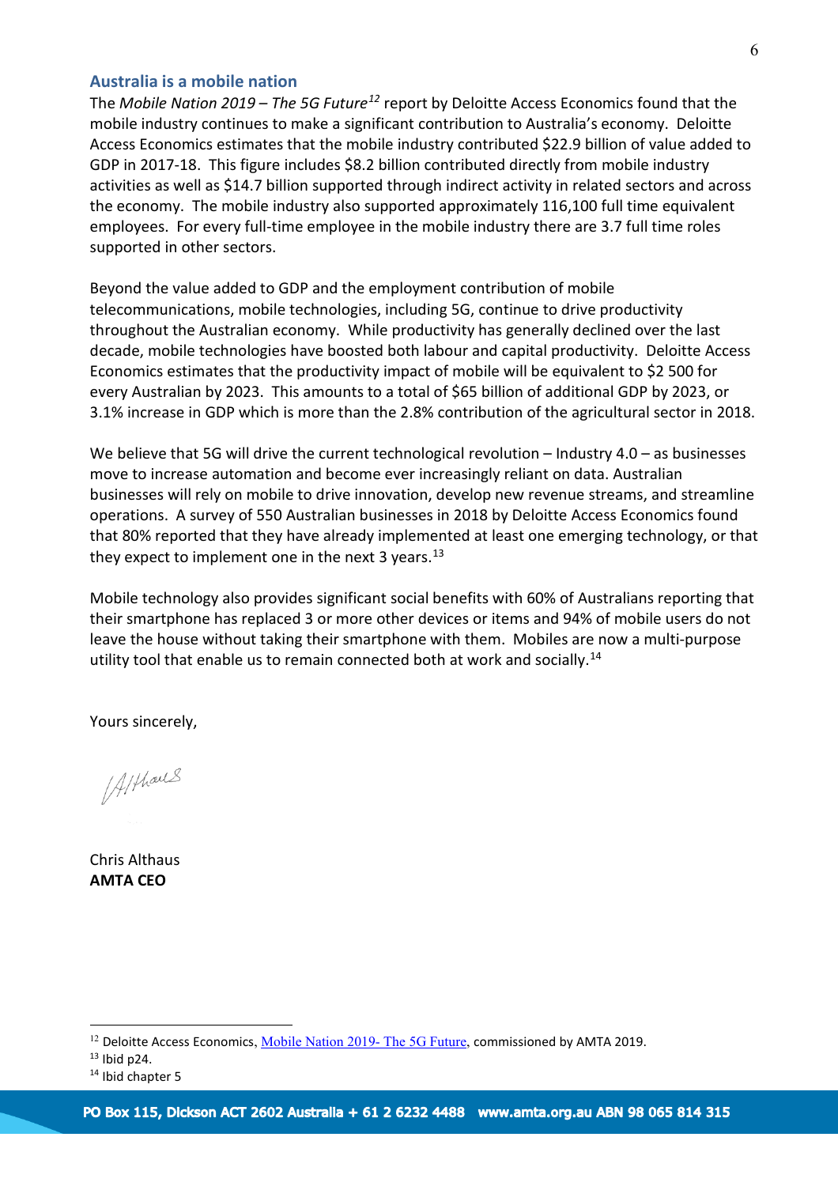### Australia is a mobile nation

The *Mobile Nation 2019 – The 5G Future*[12] report by Deloitte Access Economics found that the mobile industry continues to make a significant contribution to Australia's economy. Deloitte Access Economics estimates that the mobile industry contributed $22.9 billion of value added to GDP in 2017-18. This figure includes $8.2 billion contributed directly from mobile industry activities as well as $14.7 billion supported through indirect activity in related sectors and across the economy. The mobile industry also supported approximately 116,100 full time equivalent employees. For every full-time employee in the mobile industry there are 3.7 full time roles supported in other sectors.

Beyond the value added to GDP and the employment contribution of mobile telecommunications, mobile technologies, including 5G, continue to drive productivity throughout the Australian economy. While productivity has generally declined over the last decade, mobile technologies have boosted both labour and capital productivity. Deloitte Access Economics estimates that the productivity impact of mobile will be equivalent to $2 500 for every Australian by 2023. This amounts to a total of $65 billion of additional GDP by 2023, or 3.1% increase in GDP which is more than the 2.8% contribution of the agricultural sector in 2018.

We believe that 5G will drive the current technological revolution – Industry 4.0 – as businesses move to increase automation and become ever increasingly reliant on data. Australian businesses will rely on mobile to drive innovation, develop new revenue streams, and streamline operations. A survey of 550 Australian businesses in 2018 by Deloitte Access Economics found that 80% reported that they have already implemented at least one emerging technology, or that they expect to implement one in the next 3 years.[13]

Mobile technology also provides significant social benefits with 60% of Australians reporting that their smartphone has replaced 3 or more other devices or items and 94% of mobile users do not leave the house without taking their smartphone with them. Mobiles are now a multi-purpose utility tool that enable us to remain connected both at work and socially.[14]

Yours sincerely,

Chris Althaus
**AMTA CEO**

---

[12] Deloitte Access Economics, Mobile Nation 2019- The 5G Future, commissioned by AMTA 2019.
[13] Ibid p24.
[14] Ibid chapter 5